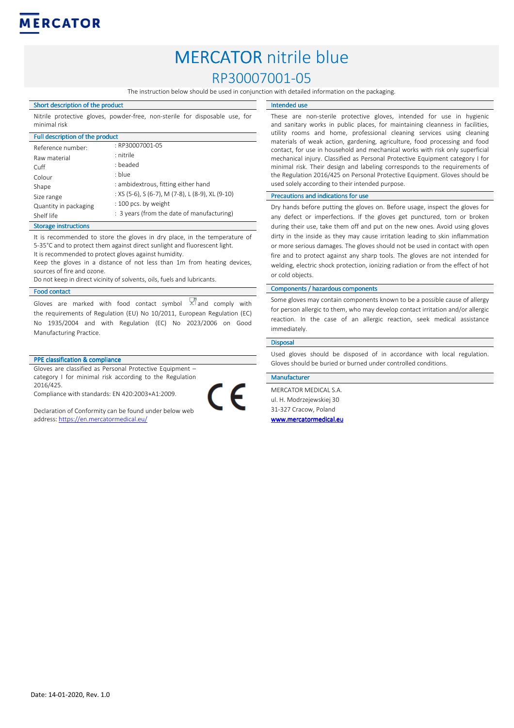MERCATOR

# MERCATOR nitrile blue

## RP30007001-05

The instruction below should be used in conjunction with detailed information on the packaging.

### Short description of the product

Nitrile protective gloves, powder-free, non-sterile for disposable use, for minimal risk

### Full description of the product

| | |
|---|---|
| Reference number: | : RP30007001-05 |
| Raw material | : nitrile |
| Cuff | : beaded |
| Colour | : blue |
| Shape | : ambidextrous, fitting either hand |
| Size range | : XS (5-6), S (6-7), M (7-8), L (8-9), XL (9-10) |
| Quantity in packaging | : 100 pcs. by weight |
| Shelf life | : 3 years (from the date of manufacturing) |

### Storage instructions

It is recommended to store the gloves in dry place, in the temperature of 5-35°C and to protect them against direct sunlight and fluorescent light.
It is recommended to protect gloves against humidity.
Keep the gloves in a distance of not less than 1m from heating devices, sources of fire and ozone.
Do not keep in direct vicinity of solvents, oils, fuels and lubricants.

### Food contact

Gloves are marked with food contact symbol and comply with the requirements of Regulation (EU) No 10/2011, European Regulation (EC) No 1935/2004 and with Regulation (EC) No 2023/2006 on Good Manufacturing Practice.

### PPE classification & compliance

Gloves are classified as Personal Protective Equipment – category I for minimal risk according to the Regulation 2016/425.
Compliance with standards: EN 420:2003+A1:2009.

CE

Declaration of Conformity can be found under below web address: https://en.mercatormedical.eu/

### Intended use

These are non-sterile protective gloves, intended for use in hygienic and sanitary works in public places, for maintaining cleanness in facilities, utility rooms and home, professional cleaning services using cleaning materials of weak action, gardening, agriculture, food processing and food contact, for use in household and mechanical works with risk only superficial mechanical injury. Classified as Personal Protective Equipment category I for minimal risk. Their design and labeling corresponds to the requirements of the Regulation 2016/425 on Personal Protective Equipment. Gloves should be used solely according to their intended purpose.

### Precautions and indications for use

Dry hands before putting the gloves on. Before usage, inspect the gloves for any defect or imperfections. If the gloves get punctured, torn or broken during their use, take them off and put on the new ones. Avoid using gloves dirty in the inside as they may cause irritation leading to skin inflammation or more serious damages. The gloves should not be used in contact with open fire and to protect against any sharp tools. The gloves are not intended for welding, electric shock protection, ionizing radiation or from the effect of hot or cold objects.

### Components / hazardous components

Some gloves may contain components known to be a possible cause of allergy for person allergic to them, who may develop contact irritation and/or allergic reaction. In the case of an allergic reaction, seek medical assistance immediately.

### Disposal

Used gloves should be disposed of in accordance with local regulation. Gloves should be buried or burned under controlled conditions.

### Manufacturer

MERCATOR MEDICAL S.A.
ul. H. Modrzejewskiej 30
31-327 Cracow, Poland
**www.mercatormedical.eu**

Date: 14-01-2020, Rev. 1.0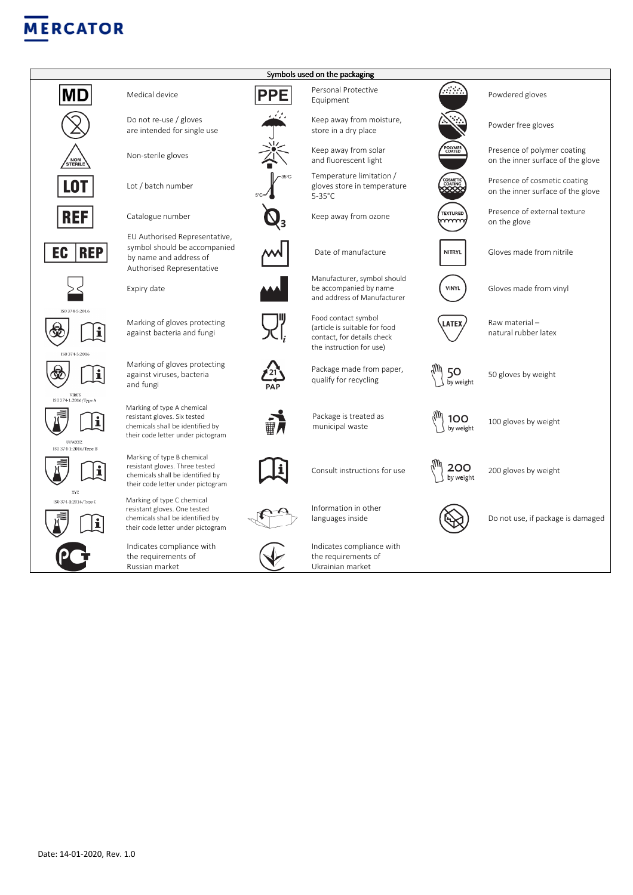**MERCATOR**

| Symbols used on the packaging | | | | | |
|---|---|---|---|---|---|
| MD | Medical device | PPE | Personal Protective Equipment | | Powdered gloves |
| | Do not re-use / gloves are intended for single use | | Keep away from moisture, store in a dry place | | Powder free gloves |
| NON STERILE | Non-sterile gloves | | Keep away from solar and fluorescent light | POLYMER COATED | Presence of polymer coating on the inner surface of the glove |
| LOT | Lot / batch number | 5°C – 35°C | Temperature limitation / gloves store in temperature 5-35°C | COSMETIC COATING | Presence of cosmetic coating on the inner surface of the glove |
| REF | Catalogue number | $O_3$ | Keep away from ozone | TEXTURED | Presence of external texture on the glove |
| EC REP | EU Authorised Representative, symbol should be accompanied by name and address of Authorised Representative | | Date of manufacture | NITRYL | Gloves made from nitrile |
| | Expiry date | | Manufacturer, symbol should be accompanied by name and address of Manufacturer | VINYL | Gloves made from vinyl |
| ISO 374-5:2016 | Marking of gloves protecting against bacteria and fungi | | Food contact symbol (article is suitable for food contact, for details check the instruction for use) | LATEX | Raw material – natural rubber latex |
| ISO 374-5:2016 VIRUS | Marking of gloves protecting against viruses, bacteria and fungi | 21 PAP | Package made from paper, qualify for recycling | 50 by weight | 50 gloves by weight |
| ISO 374-1:2016/Type A UVWXYZ | Marking of type A chemical resistant gloves. Six tested chemicals shall be identified by their code letter under pictogram | | Package is treated as municipal waste | 100 by weight | 100 gloves by weight |
| ISO 374-1:2016/Type B XYZ | Marking of type B chemical resistant gloves. Three tested chemicals shall be identified by their code letter under pictogram | | Consult instructions for use | 200 by weight | 200 gloves by weight |
| ISO 374-1:2016/Type C | Marking of type C chemical resistant gloves. One tested chemicals shall be identified by their code letter under pictogram | | Information in other languages inside | | Do not use, if package is damaged |
| | Indicates compliance with the requirements of Russian market | | Indicates compliance with the requirements of Ukrainian market | | |

Date: 14-01-2020, Rev. 1.0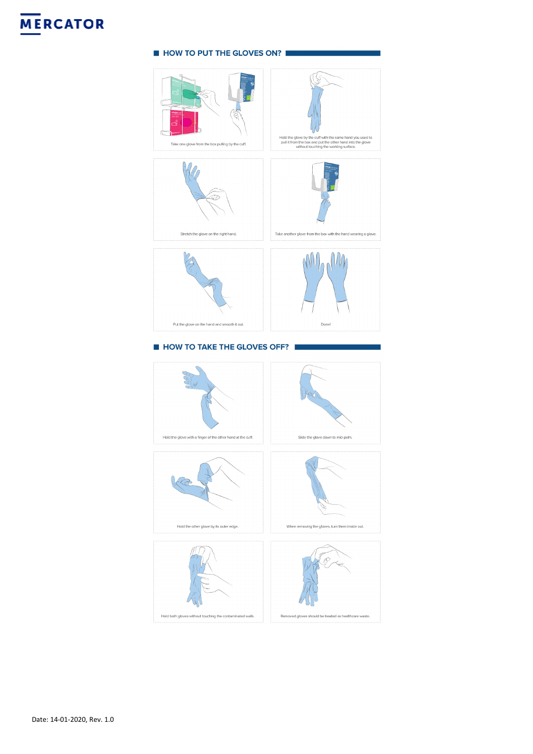## HOW TO PUT THE GLOVES ON?

Take one glove from the box pulling by the cuff.

Hold the glove by the cuff with the same hand you used to pull it from the box and put the other hand into the glove without touching the working surface.

Stretch the glove on the right hand.

Take another glove from the box with the hand wearing a glove.

Put the glove on the hand and smooth it out.

Done!

## HOW TO TAKE THE GLOVES OFF?

Hold the glove with a finger of the other hand at the cuff.

Slide the glove down to mid-palm.

Hold the other glove by its outer edge.

When removing the gloves, turn them inside out.

Hold both gloves without touching the contaminated walls.

Removed gloves should be treated as healthcare waste.

Date: 14-01-2020, Rev. 1.0